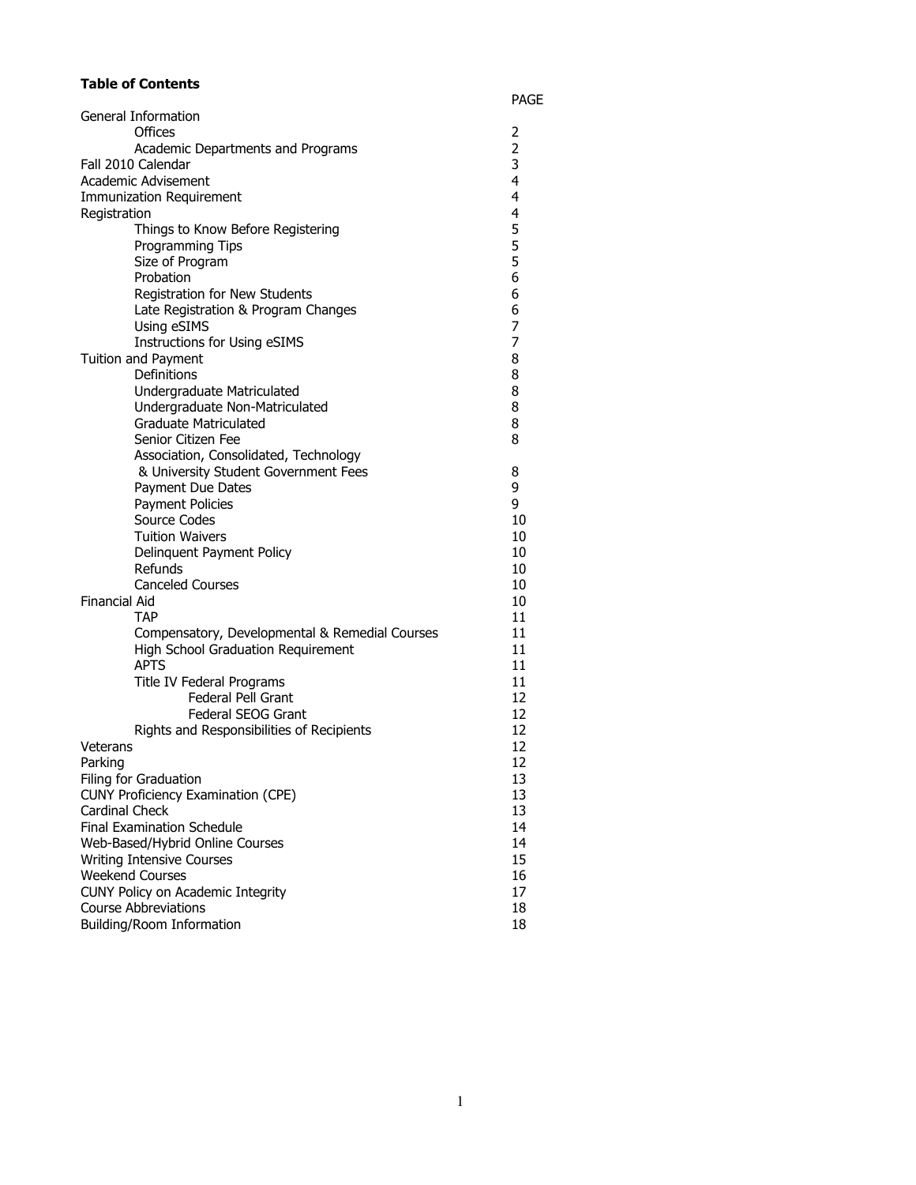**Table of Contents**

| | PAGE |
|---|---|
| General Information | |
| Offices | 2 |
| Academic Departments and Programs | 2 |
| Fall 2010 Calendar | 3 |
| Academic Advisement | 4 |
| Immunization Requirement | 4 |
| Registration | 4 |
| Things to Know Before Registering | 5 |
| Programming Tips | 5 |
| Size of Program | 5 |
| Probation | 6 |
| Registration for New Students | 6 |
| Late Registration & Program Changes | 6 |
| Using eSIMS | 7 |
| Instructions for Using eSIMS | 7 |
| Tuition and Payment | 8 |
| Definitions | 8 |
| Undergraduate Matriculated | 8 |
| Undergraduate Non-Matriculated | 8 |
| Graduate Matriculated | 8 |
| Senior Citizen Fee | 8 |
| Association, Consolidated, Technology & University Student Government Fees | 8 |
| Payment Due Dates | 9 |
| Payment Policies | 9 |
| Source Codes | 10 |
| Tuition Waivers | 10 |
| Delinquent Payment Policy | 10 |
| Refunds | 10 |
| Canceled Courses | 10 |
| Financial Aid | 10 |
| TAP | 11 |
| Compensatory, Developmental & Remedial Courses | 11 |
| High School Graduation Requirement | 11 |
| APTS | 11 |
| Title IV Federal Programs | 11 |
| Federal Pell Grant | 12 |
| Federal SEOG Grant | 12 |
| Rights and Responsibilities of Recipients | 12 |
| Veterans | 12 |
| Parking | 12 |
| Filing for Graduation | 13 |
| CUNY Proficiency Examination (CPE) | 13 |
| Cardinal Check | 13 |
| Final Examination Schedule | 14 |
| Web-Based/Hybrid Online Courses | 14 |
| Writing Intensive Courses | 15 |
| Weekend Courses | 16 |
| CUNY Policy on Academic Integrity | 17 |
| Course Abbreviations | 18 |
| Building/Room Information | 18 |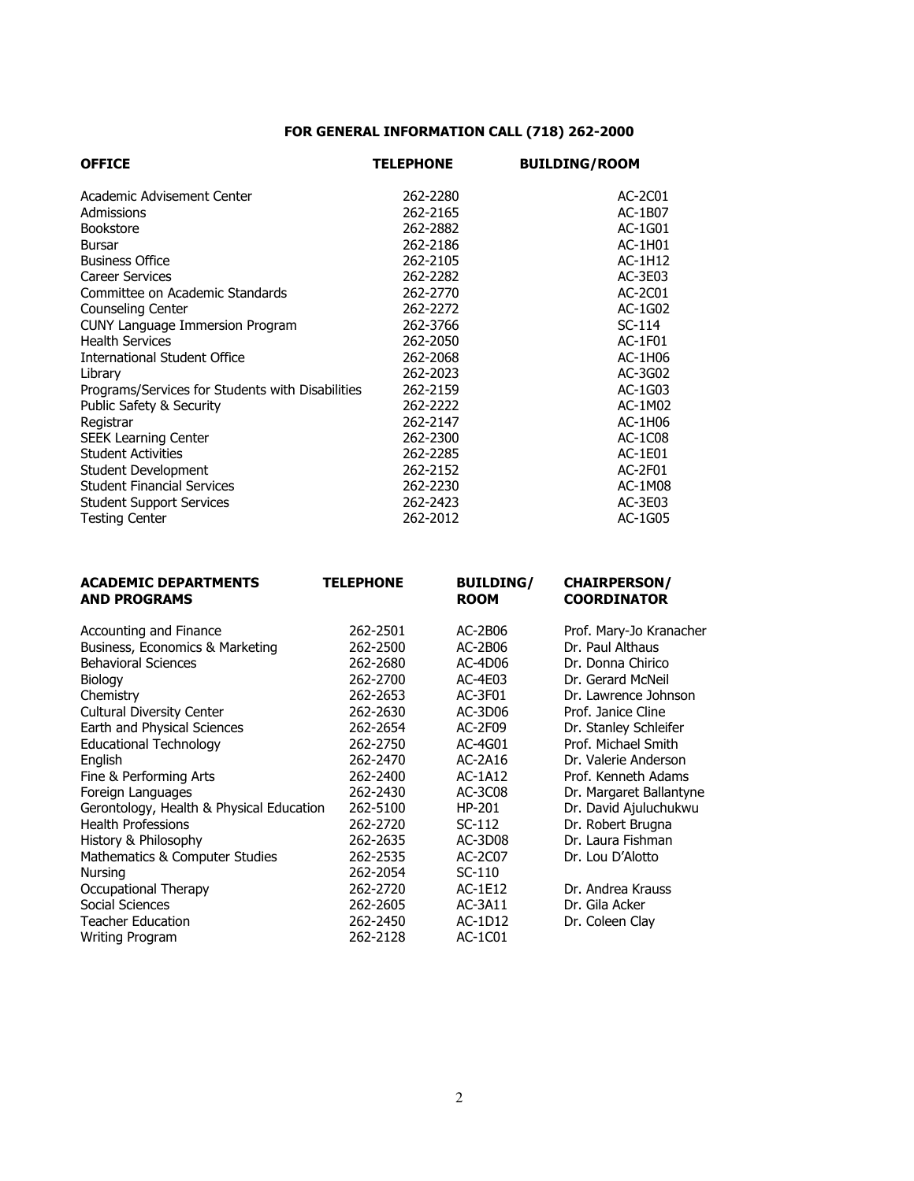**FOR GENERAL INFORMATION CALL (718) 262-2000**

| OFFICE | TELEPHONE | BUILDING/ROOM |
|---|---|---|
| Academic Advisement Center | 262-2280 | AC-2C01 |
| Admissions | 262-2165 | AC-1B07 |
| Bookstore | 262-2882 | AC-1G01 |
| Bursar | 262-2186 | AC-1H01 |
| Business Office | 262-2105 | AC-1H12 |
| Career Services | 262-2282 | AC-3E03 |
| Committee on Academic Standards | 262-2770 | AC-2C01 |
| Counseling Center | 262-2272 | AC-1G02 |
| CUNY Language Immersion Program | 262-3766 | SC-114 |
| Health Services | 262-2050 | AC-1F01 |
| International Student Office | 262-2068 | AC-1H06 |
| Library | 262-2023 | AC-3G02 |
| Programs/Services for Students with Disabilities | 262-2159 | AC-1G03 |
| Public Safety & Security | 262-2222 | AC-1M02 |
| Registrar | 262-2147 | AC-1H06 |
| SEEK Learning Center | 262-2300 | AC-1C08 |
| Student Activities | 262-2285 | AC-1E01 |
| Student Development | 262-2152 | AC-2F01 |
| Student Financial Services | 262-2230 | AC-1M08 |
| Student Support Services | 262-2423 | AC-3E03 |
| Testing Center | 262-2012 | AC-1G05 |

| ACADEMIC DEPARTMENTS AND PROGRAMS | TELEPHONE | BUILDING/ ROOM | CHAIRPERSON/ COORDINATOR |
|---|---|---|---|
| Accounting and Finance | 262-2501 | AC-2B06 | Prof. Mary-Jo Kranacher |
| Business, Economics & Marketing | 262-2500 | AC-2B06 | Dr. Paul Althaus |
| Behavioral Sciences | 262-2680 | AC-4D06 | Dr. Donna Chirico |
| Biology | 262-2700 | AC-4E03 | Dr. Gerard McNeil |
| Chemistry | 262-2653 | AC-3F01 | Dr. Lawrence Johnson |
| Cultural Diversity Center | 262-2630 | AC-3D06 | Prof. Janice Cline |
| Earth and Physical Sciences | 262-2654 | AC-2F09 | Dr. Stanley Schleifer |
| Educational Technology | 262-2750 | AC-4G01 | Prof. Michael Smith |
| English | 262-2470 | AC-2A16 | Dr. Valerie Anderson |
| Fine & Performing Arts | 262-2400 | AC-1A12 | Prof. Kenneth Adams |
| Foreign Languages | 262-2430 | AC-3C08 | Dr. Margaret Ballantyne |
| Gerontology, Health & Physical Education | 262-5100 | HP-201 | Dr. David Ajuluchukwu |
| Health Professions | 262-2720 | SC-112 | Dr. Robert Brugna |
| History & Philosophy | 262-2635 | AC-3D08 | Dr. Laura Fishman |
| Mathematics & Computer Studies | 262-2535 | AC-2C07 | Dr. Lou D'Alotto |
| Nursing | 262-2054 | SC-110 | |
| Occupational Therapy | 262-2720 | AC-1E12 | Dr. Andrea Krauss |
| Social Sciences | 262-2605 | AC-3A11 | Dr. Gila Acker |
| Teacher Education | 262-2450 | AC-1D12 | Dr. Coleen Clay |
| Writing Program | 262-2128 | AC-1C01 | |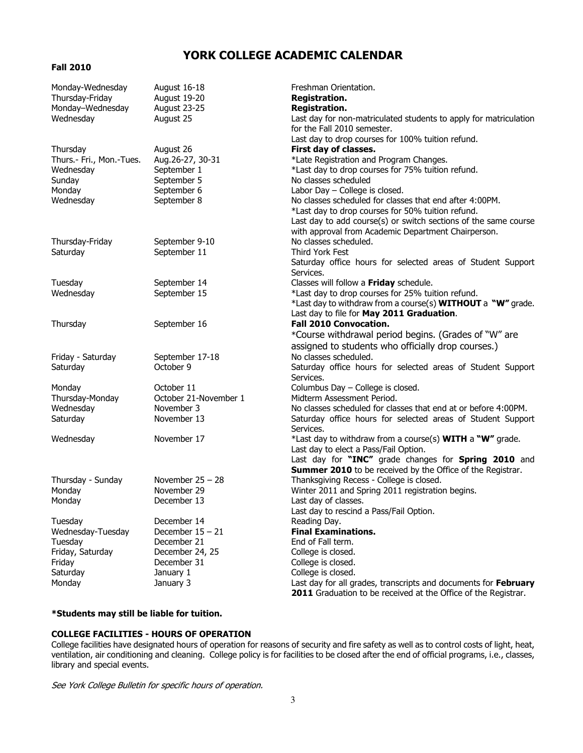# YORK COLLEGE ACADEMIC CALENDAR

**Fall 2010**

| | | |
|---|---|---|
| Monday-Wednesday | August 16-18 | Freshman Orientation. |
| Thursday-Friday | August 19-20 | **Registration.** |
| Monday–Wednesday | August 23-25 | **Registration.** |
| Wednesday | August 25 | Last day for non-matriculated students to apply for matriculation for the Fall 2010 semester.<br>Last day to drop courses for 100% tuition refund. |
| Thursday | August 26 | **First day of classes.** |
| Thurs.- Fri., Mon.-Tues. | Aug.26-27, 30-31 | *Late Registration and Program Changes. |
| Wednesday | September 1 | *Last day to drop courses for 75% tuition refund. |
| Sunday | September 5 | No classes scheduled |
| Monday | September 6 | Labor Day – College is closed. |
| Wednesday | September 8 | No classes scheduled for classes that end after 4:00PM.<br>*Last day to drop courses for 50% tuition refund.<br>Last day to add course(s) or switch sections of the same course with approval from Academic Department Chairperson. |
| Thursday-Friday | September 9-10 | No classes scheduled. |
| Saturday | September 11 | Third York Fest<br>Saturday office hours for selected areas of Student Support Services. |
| Tuesday | September 14 | Classes will follow a **Friday** schedule. |
| Wednesday | September 15 | *Last day to drop courses for 25% tuition refund.<br>*Last day to withdraw from a course(s) **WITHOUT** a **"W"** grade.<br>Last day to file for **May 2011 Graduation**. |
| Thursday | September 16 | **Fall 2010 Convocation.**<br>*Course withdrawal period begins. (Grades of "W" are assigned to students who officially drop courses.) |
| Friday - Saturday | September 17-18 | No classes scheduled. |
| Saturday | October 9 | Saturday office hours for selected areas of Student Support Services. |
| Monday | October 11 | Columbus Day – College is closed. |
| Thursday-Monday | October 21-November 1 | Midterm Assessment Period. |
| Wednesday | November 3 | No classes scheduled for classes that end at or before 4:00PM. |
| Saturday | November 13 | Saturday office hours for selected areas of Student Support Services. |
| Wednesday | November 17 | *Last day to withdraw from a course(s) **WITH** a **"W"** grade.<br>Last day to elect a Pass/Fail Option.<br>Last day for **"INC"** grade changes for **Spring 2010** and **Summer 2010** to be received by the Office of the Registrar. |
| Thursday - Sunday | November 25 – 28 | Thanksgiving Recess - College is closed. |
| Monday | November 29 | Winter 2011 and Spring 2011 registration begins. |
| Monday | December 13 | Last day of classes.<br>Last day to rescind a Pass/Fail Option. |
| Tuesday | December 14 | Reading Day. |
| Wednesday-Tuesday | December 15 – 21 | **Final Examinations.** |
| Tuesday | December 21 | End of Fall term. |
| Friday, Saturday | December 24, 25 | College is closed. |
| Friday | December 31 | College is closed. |
| Saturday | January 1 | College is closed. |
| Monday | January 3 | Last day for all grades, transcripts and documents for **February 2011** Graduation to be received at the Office of the Registrar. |

**\*Students may still be liable for tuition.**

**COLLEGE FACILITIES - HOURS OF OPERATION**

College facilities have designated hours of operation for reasons of security and fire safety as well as to control costs of light, heat, ventilation, air conditioning and cleaning. College policy is for facilities to be closed after the end of official programs, i.e., classes, library and special events.

*See York College Bulletin for specific hours of operation.*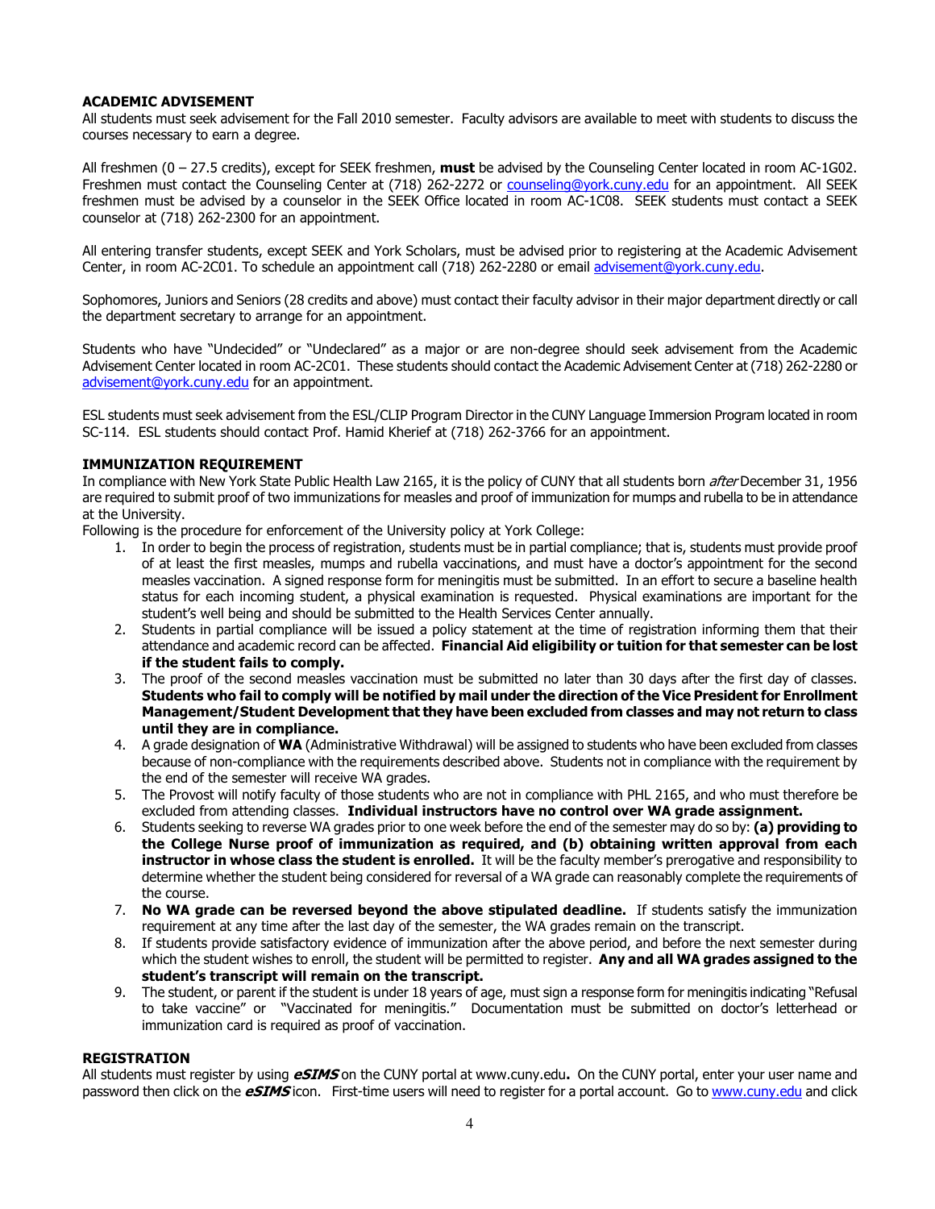### ACADEMIC ADVISEMENT

All students must seek advisement for the Fall 2010 semester. Faculty advisors are available to meet with students to discuss the courses necessary to earn a degree.

All freshmen (0 – 27.5 credits), except for SEEK freshmen, **must** be advised by the Counseling Center located in room AC-1G02. Freshmen must contact the Counseling Center at (718) 262-2272 or counseling@york.cuny.edu for an appointment. All SEEK freshmen must be advised by a counselor in the SEEK Office located in room AC-1C08. SEEK students must contact a SEEK counselor at (718) 262-2300 for an appointment.

All entering transfer students, except SEEK and York Scholars, must be advised prior to registering at the Academic Advisement Center, in room AC-2C01. To schedule an appointment call (718) 262-2280 or email advisement@york.cuny.edu.

Sophomores, Juniors and Seniors (28 credits and above) must contact their faculty advisor in their major department directly or call the department secretary to arrange for an appointment.

Students who have "Undecided" or "Undeclared" as a major or are non-degree should seek advisement from the Academic Advisement Center located in room AC-2C01. These students should contact the Academic Advisement Center at (718) 262-2280 or advisement@york.cuny.edu for an appointment.

ESL students must seek advisement from the ESL/CLIP Program Director in the CUNY Language Immersion Program located in room SC-114. ESL students should contact Prof. Hamid Kherief at (718) 262-3766 for an appointment.

### IMMUNIZATION REQUIREMENT

In compliance with New York State Public Health Law 2165, it is the policy of CUNY that all students born *after* December 31, 1956 are required to submit proof of two immunizations for measles and proof of immunization for mumps and rubella to be in attendance at the University.

Following is the procedure for enforcement of the University policy at York College:

1. In order to begin the process of registration, students must be in partial compliance; that is, students must provide proof of at least the first measles, mumps and rubella vaccinations, and must have a doctor's appointment for the second measles vaccination. A signed response form for meningitis must be submitted. In an effort to secure a baseline health status for each incoming student, a physical examination is requested. Physical examinations are important for the student's well being and should be submitted to the Health Services Center annually.
2. Students in partial compliance will be issued a policy statement at the time of registration informing them that their attendance and academic record can be affected. **Financial Aid eligibility or tuition for that semester can be lost if the student fails to comply.**
3. The proof of the second measles vaccination must be submitted no later than 30 days after the first day of classes. **Students who fail to comply will be notified by mail under the direction of the Vice President for Enrollment Management/Student Development that they have been excluded from classes and may not return to class until they are in compliance.**
4. A grade designation of **WA** (Administrative Withdrawal) will be assigned to students who have been excluded from classes because of non-compliance with the requirements described above. Students not in compliance with the requirement by the end of the semester will receive WA grades.
5. The Provost will notify faculty of those students who are not in compliance with PHL 2165, and who must therefore be excluded from attending classes. **Individual instructors have no control over WA grade assignment.**
6. Students seeking to reverse WA grades prior to one week before the end of the semester may do so by: **(a) providing to the College Nurse proof of immunization as required, and (b) obtaining written approval from each instructor in whose class the student is enrolled.** It will be the faculty member's prerogative and responsibility to determine whether the student being considered for reversal of a WA grade can reasonably complete the requirements of the course.
7. **No WA grade can be reversed beyond the above stipulated deadline.** If students satisfy the immunization requirement at any time after the last day of the semester, the WA grades remain on the transcript.
8. If students provide satisfactory evidence of immunization after the above period, and before the next semester during which the student wishes to enroll, the student will be permitted to register. **Any and all WA grades assigned to the student's transcript will remain on the transcript.**
9. The student, or parent if the student is under 18 years of age, must sign a response form for meningitis indicating "Refusal to take vaccine" or "Vaccinated for meningitis." Documentation must be submitted on doctor's letterhead or immunization card is required as proof of vaccination.

### REGISTRATION

All students must register by using ***eSIMS*** on the CUNY portal at www.cuny.edu**.** On the CUNY portal, enter your user name and password then click on the ***eSIMS*** icon. First-time users will need to register for a portal account. Go to www.cuny.edu and click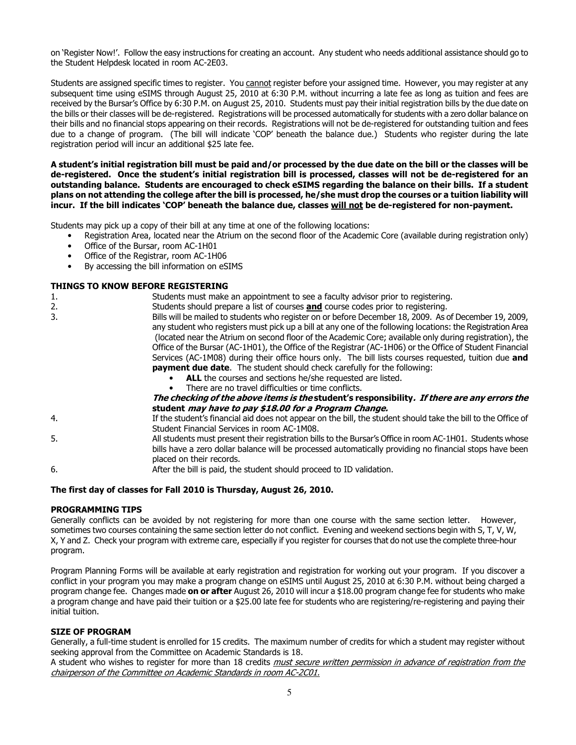on 'Register Now!'. Follow the easy instructions for creating an account. Any student who needs additional assistance should go to the Student Helpdesk located in room AC-2E03.

Students are assigned specific times to register. You cannot register before your assigned time. However, you may register at any subsequent time using eSIMS through August 25, 2010 at 6:30 P.M. without incurring a late fee as long as tuition and fees are received by the Bursar's Office by 6:30 P.M. on August 25, 2010. Students must pay their initial registration bills by the due date on the bills or their classes will be de-registered. Registrations will be processed automatically for students with a zero dollar balance on their bills and no financial stops appearing on their records. Registrations will not be de-registered for outstanding tuition and fees due to a change of program. (The bill will indicate 'COP' beneath the balance due.) Students who register during the late registration period will incur an additional $25 late fee.

**A student's initial registration bill must be paid and/or processed by the due date on the bill or the classes will be de-registered. Once the student's initial registration bill is processed, classes will not be de-registered for an outstanding balance. Students are encouraged to check eSIMS regarding the balance on their bills. If a student plans on not attending the college after the bill is processed, he/she must drop the courses or a tuition liability will incur. If the bill indicates 'COP' beneath the balance due, classes will not be de-registered for non-payment.**

Students may pick up a copy of their bill at any time at one of the following locations:

- Registration Area, located near the Atrium on the second floor of the Academic Core (available during registration only)
- Office of the Bursar, room AC-1H01
- Office of the Registrar, room AC-1H06
- By accessing the bill information on eSIMS

### THINGS TO KNOW BEFORE REGISTERING

1. Students must make an appointment to see a faculty advisor prior to registering.
2. Students should prepare a list of courses **and** course codes prior to registering.
3. Bills will be mailed to students who register on or before December 18, 2009. As of December 19, 2009, any student who registers must pick up a bill at any one of the following locations: the Registration Area (located near the Atrium on second floor of the Academic Core; available only during registration), the Office of the Bursar (AC-1H01), the Office of the Registrar (AC-1H06) or the Office of Student Financial Services (AC-1M08) during their office hours only. The bill lists courses requested, tuition due **and payment due date**. The student should check carefully for the following:
   - **ALL** the courses and sections he/she requested are listed.
   - There are no travel difficulties or time conflicts.

   ***The checking of the above items is the student's responsibility. If there are any errors the student may have to pay $18.00 for a Program Change.***
4. If the student's financial aid does not appear on the bill, the student should take the bill to the Office of Student Financial Services in room AC-1M08.
5. All students must present their registration bills to the Bursar's Office in room AC-1H01. Students whose bills have a zero dollar balance will be processed automatically providing no financial stops have been placed on their records.
6. After the bill is paid, the student should proceed to ID validation.

**The first day of classes for Fall 2010 is Thursday, August 26, 2010.**

### PROGRAMMING TIPS

Generally conflicts can be avoided by not registering for more than one course with the same section letter. However, sometimes two courses containing the same section letter do not conflict. Evening and weekend sections begin with S, T, V, W, X, Y and Z. Check your program with extreme care, especially if you register for courses that do not use the complete three-hour program.

Program Planning Forms will be available at early registration and registration for working out your program. If you discover a conflict in your program you may make a program change on eSIMS until August 25, 2010 at 6:30 P.M. without being charged a program change fee. Changes made **on or after** August 26, 2010 will incur a $18.00 program change fee for students who make a program change and have paid their tuition or a $25.00 late fee for students who are registering/re-registering and paying their initial tuition.

### SIZE OF PROGRAM

Generally, a full-time student is enrolled for 15 credits. The maximum number of credits for which a student may register without seeking approval from the Committee on Academic Standards is 18.

A student who wishes to register for more than 18 credits *must secure written permission in advance of registration from the chairperson of the Committee on Academic Standards in room AC-2C01.*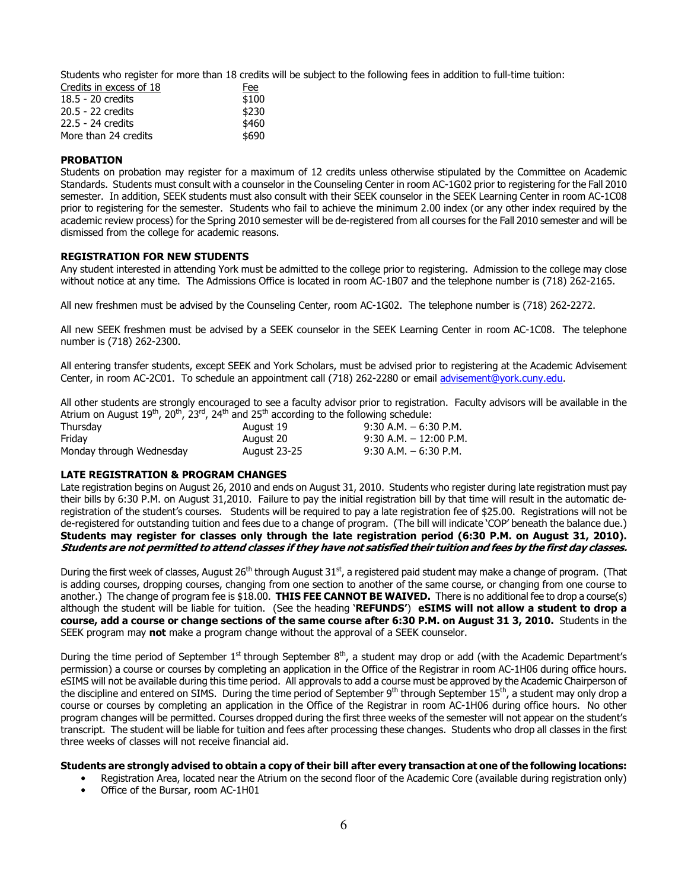Students who register for more than 18 credits will be subject to the following fees in addition to full-time tuition:

| Credits in excess of 18 | Fee |
|---|---|
| 18.5 - 20 credits | \$100 |
| 20.5 - 22 credits | \$230 |
| 22.5 - 24 credits | \$460 |
| More than 24 credits | \$690 |

### PROBATION

Students on probation may register for a maximum of 12 credits unless otherwise stipulated by the Committee on Academic Standards. Students must consult with a counselor in the Counseling Center in room AC-1G02 prior to registering for the Fall 2010 semester. In addition, SEEK students must also consult with their SEEK counselor in the SEEK Learning Center in room AC-1C08 prior to registering for the semester. Students who fail to achieve the minimum 2.00 index (or any other index required by the academic review process) for the Spring 2010 semester will be de-registered from all courses for the Fall 2010 semester and will be dismissed from the college for academic reasons.

### REGISTRATION FOR NEW STUDENTS

Any student interested in attending York must be admitted to the college prior to registering. Admission to the college may close without notice at any time. The Admissions Office is located in room AC-1B07 and the telephone number is (718) 262-2165.

All new freshmen must be advised by the Counseling Center, room AC-1G02. The telephone number is (718) 262-2272.

All new SEEK freshmen must be advised by a SEEK counselor in the SEEK Learning Center in room AC-1C08. The telephone number is (718) 262-2300.

All entering transfer students, except SEEK and York Scholars, must be advised prior to registering at the Academic Advisement Center, in room AC-2C01. To schedule an appointment call (718) 262-2280 or email advisement@york.cuny.edu.

All other students are strongly encouraged to see a faculty advisor prior to registration. Faculty advisors will be available in the Atrium on August 19th, 20th, 23rd, 24th and 25th according to the following schedule:

| | | |
|---|---|---|
| Thursday | August 19 | 9:30 A.M. – 6:30 P.M. |
| Friday | August 20 | 9:30 A.M. – 12:00 P.M. |
| Monday through Wednesday | August 23-25 | 9:30 A.M. – 6:30 P.M. |

### LATE REGISTRATION & PROGRAM CHANGES

Late registration begins on August 26, 2010 and ends on August 31, 2010. Students who register during late registration must pay their bills by 6:30 P.M. on August 31,2010. Failure to pay the initial registration bill by that time will result in the automatic de-registration of the student's courses. Students will be required to pay a late registration fee of \$25.00. Registrations will not be de-registered for outstanding tuition and fees due to a change of program. (The bill will indicate 'COP' beneath the balance due.) **Students may register for classes only through the late registration period (6:30 P.M. on August 31, 2010).** ***Students are not permitted to attend classes if they have not satisfied their tuition and fees by the first day classes.***

During the first week of classes, August 26th through August 31st, a registered paid student may make a change of program. (That is adding courses, dropping courses, changing from one section to another of the same course, or changing from one course to another.) The change of program fee is \$18.00. **THIS FEE CANNOT BE WAIVED.** There is no additional fee to drop a course(s) although the student will be liable for tuition. (See the heading '**REFUNDS**') **eSIMS will not allow a student to drop a course, add a course or change sections of the same course after 6:30 P.M. on August 31 3, 2010.** Students in the SEEK program may **not** make a program change without the approval of a SEEK counselor.

During the time period of September 1st through September 8th, a student may drop or add (with the Academic Department's permission) a course or courses by completing an application in the Office of the Registrar in room AC-1H06 during office hours. eSIMS will not be available during this time period. All approvals to add a course must be approved by the Academic Chairperson of the discipline and entered on SIMS. During the time period of September 9th through September 15th, a student may only drop a course or courses by completing an application in the Office of the Registrar in room AC-1H06 during office hours. No other program changes will be permitted. Courses dropped during the first three weeks of the semester will not appear on the student's transcript. The student will be liable for tuition and fees after processing these changes. Students who drop all classes in the first three weeks of classes will not receive financial aid.

**Students are strongly advised to obtain a copy of their bill after every transaction at one of the following locations:**

- Registration Area, located near the Atrium on the second floor of the Academic Core (available during registration only)
- Office of the Bursar, room AC-1H01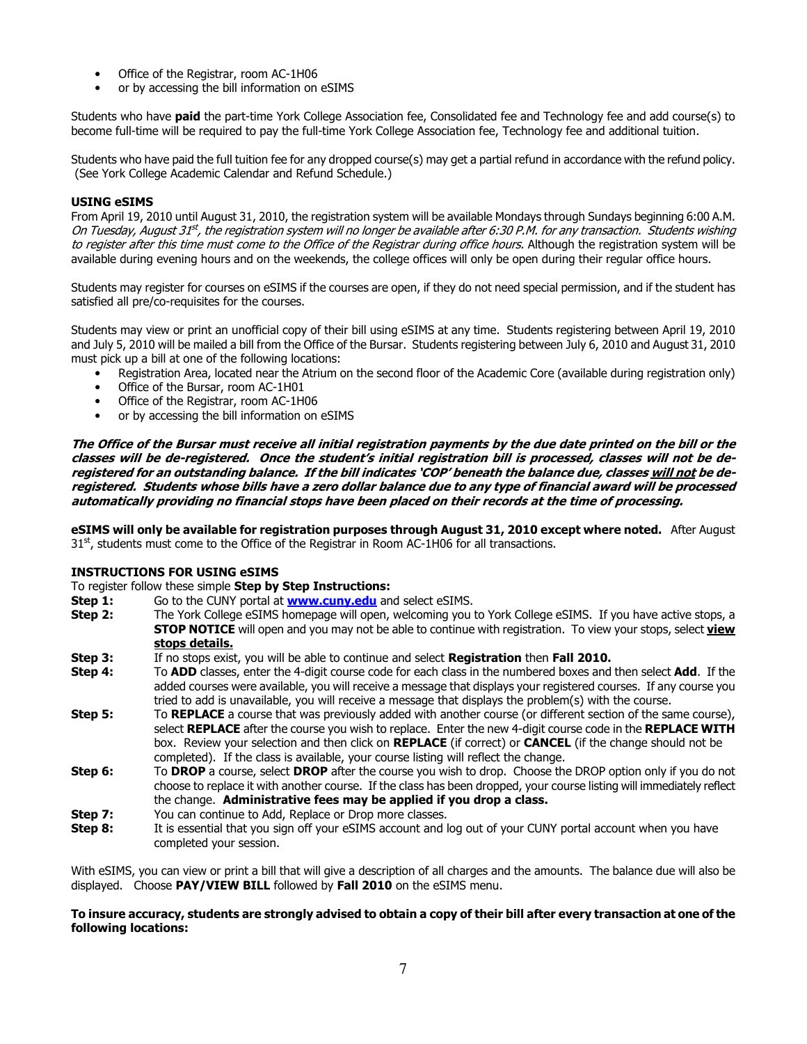- Office of the Registrar, room AC-1H06
- or by accessing the bill information on eSIMS

Students who have **paid** the part-time York College Association fee, Consolidated fee and Technology fee and add course(s) to become full-time will be required to pay the full-time York College Association fee, Technology fee and additional tuition.

Students who have paid the full tuition fee for any dropped course(s) may get a partial refund in accordance with the refund policy. (See York College Academic Calendar and Refund Schedule.)

**USING eSIMS**

From April 19, 2010 until August 31, 2010, the registration system will be available Mondays through Sundays beginning 6:00 A.M. *On Tuesday, August 31st, the registration system will no longer be available after 6:30 P.M. for any transaction. Students wishing to register after this time must come to the Office of the Registrar during office hours.* Although the registration system will be available during evening hours and on the weekends, the college offices will only be open during their regular office hours.

Students may register for courses on eSIMS if the courses are open, if they do not need special permission, and if the student has satisfied all pre/co-requisites for the courses.

Students may view or print an unofficial copy of their bill using eSIMS at any time. Students registering between April 19, 2010 and July 5, 2010 will be mailed a bill from the Office of the Bursar. Students registering between July 6, 2010 and August 31, 2010 must pick up a bill at one of the following locations:

- Registration Area, located near the Atrium on the second floor of the Academic Core (available during registration only)
- Office of the Bursar, room AC-1H01
- Office of the Registrar, room AC-1H06
- or by accessing the bill information on eSIMS

***The Office of the Bursar must receive all initial registration payments by the due date printed on the bill or the classes will be de-registered. Once the student's initial registration bill is processed, classes will not be de-registered for an outstanding balance. If the bill indicates 'COP' beneath the balance due, classes will not be de-registered. Students whose bills have a zero dollar balance due to any type of financial award will be processed automatically providing no financial stops have been placed on their records at the time of processing.***

**eSIMS will only be available for registration purposes through August 31, 2010 except where noted.** After August 31st, students must come to the Office of the Registrar in Room AC-1H06 for all transactions.

**INSTRUCTIONS FOR USING eSIMS**

To register follow these simple **Step by Step Instructions:**

**Step 1:** Go to the CUNY portal at **www.cuny.edu** and select eSIMS.

**Step 2:** The York College eSIMS homepage will open, welcoming you to York College eSIMS. If you have active stops, a **STOP NOTICE** will open and you may not be able to continue with registration. To view your stops, select **view stops details.**

**Step 3:** If no stops exist, you will be able to continue and select **Registration** then **Fall 2010.**

**Step 4:** To **ADD** classes, enter the 4-digit course code for each class in the numbered boxes and then select **Add**. If the added courses were available, you will receive a message that displays your registered courses. If any course you tried to add is unavailable, you will receive a message that displays the problem(s) with the course.

**Step 5:** To **REPLACE** a course that was previously added with another course (or different section of the same course), select **REPLACE** after the course you wish to replace. Enter the new 4-digit course code in the **REPLACE WITH** box. Review your selection and then click on **REPLACE** (if correct) or **CANCEL** (if the change should not be completed). If the class is available, your course listing will reflect the change.

**Step 6:** To **DROP** a course, select **DROP** after the course you wish to drop. Choose the DROP option only if you do not choose to replace it with another course. If the class has been dropped, your course listing will immediately reflect the change. **Administrative fees may be applied if you drop a class.**

**Step 7:** You can continue to Add, Replace or Drop more classes.

**Step 8:** It is essential that you sign off your eSIMS account and log out of your CUNY portal account when you have completed your session.

With eSIMS, you can view or print a bill that will give a description of all charges and the amounts. The balance due will also be displayed. Choose **PAY/VIEW BILL** followed by **Fall 2010** on the eSIMS menu.

**To insure accuracy, students are strongly advised to obtain a copy of their bill after every transaction at one of the following locations:**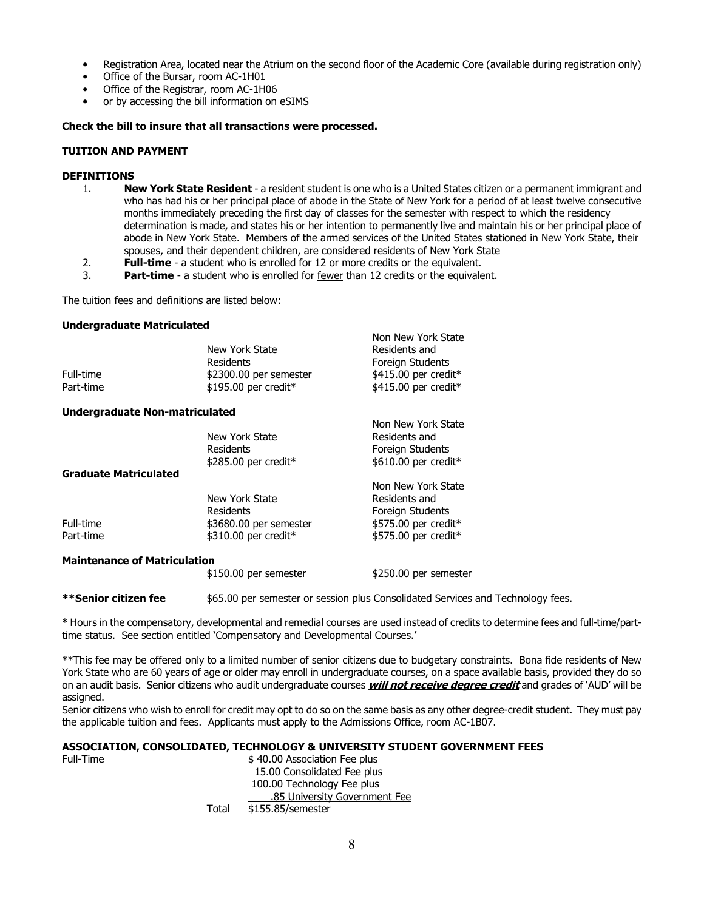- Registration Area, located near the Atrium on the second floor of the Academic Core (available during registration only)
- Office of the Bursar, room AC-1H01
- Office of the Registrar, room AC-1H06
- or by accessing the bill information on eSIMS

**Check the bill to insure that all transactions were processed.**

**TUITION AND PAYMENT**

**DEFINITIONS**

1. **New York State Resident** - a resident student is one who is a United States citizen or a permanent immigrant and who has had his or her principal place of abode in the State of New York for a period of at least twelve consecutive months immediately preceding the first day of classes for the semester with respect to which the residency determination is made, and states his or her intention to permanently live and maintain his or her principal place of abode in New York State. Members of the armed services of the United States stationed in New York State, their spouses, and their dependent children, are considered residents of New York State
2. **Full-time** - a student who is enrolled for 12 or more credits or the equivalent.
3. **Part-time** - a student who is enrolled for fewer than 12 credits or the equivalent.

The tuition fees and definitions are listed below:

**Undergraduate Matriculated**

| | New York State Residents | Non New York State Residents and Foreign Students |
|---|---|---|
| Full-time | $2300.00 per semester | $415.00 per credit* |
| Part-time | $195.00 per credit* | $415.00 per credit* |

**Undergraduate Non-matriculated**

| | New York State Residents | Non New York State Residents and Foreign Students |
|---|---|---|
| | $285.00 per credit* | $610.00 per credit* |

**Graduate Matriculated**

| | New York State Residents | Non New York State Residents and Foreign Students |
|---|---|---|
| Full-time | $3680.00 per semester | $575.00 per credit* |
| Part-time | $310.00 per credit* | $575.00 per credit* |

**Maintenance of Matriculation**

| | | |
|---|---|---|
| | $150.00 per semester | $250.00 per semester |

**\*\*Senior citizen fee** $65.00 per semester or session plus Consolidated Services and Technology fees.

* Hours in the compensatory, developmental and remedial courses are used instead of credits to determine fees and full-time/part-time status. See section entitled 'Compensatory and Developmental Courses.'

**This fee may be offered only to a limited number of senior citizens due to budgetary constraints. Bona fide residents of New York State who are 60 years of age or older may enroll in undergraduate courses, on a space available basis, provided they do so on an audit basis. Senior citizens who audit undergraduate courses ***will not receive degree credit*** and grades of 'AUD' will be assigned.

Senior citizens who wish to enroll for credit may opt to do so on the same basis as any other degree-credit student. They must pay the applicable tuition and fees. Applicants must apply to the Admissions Office, room AC-1B07.

**ASSOCIATION, CONSOLIDATED, TECHNOLOGY & UNIVERSITY STUDENT GOVERNMENT FEES**

| | | |
|---|---|---|
| Full-Time | | $ 40.00 Association Fee plus |
| | | 15.00 Consolidated Fee plus |
| | | 100.00 Technology Fee plus |
| | | .85 University Government Fee |
| | Total | $155.85/semester |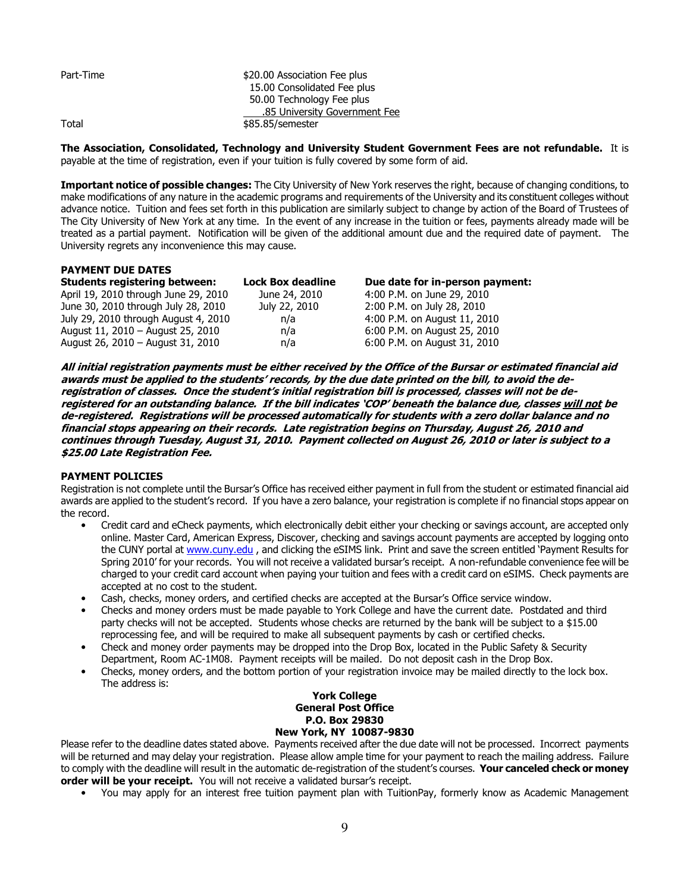| | |
|---|---|
| Part-Time | $20.00 Association Fee plus |
| | 15.00 Consolidated Fee plus |
| | 50.00 Technology Fee plus |
| | .85 University Government Fee |
| Total | $85.85/semester |

**The Association, Consolidated, Technology and University Student Government Fees are not refundable.** It is payable at the time of registration, even if your tuition is fully covered by some form of aid.

**Important notice of possible changes:** The City University of New York reserves the right, because of changing conditions, to make modifications of any nature in the academic programs and requirements of the University and its constituent colleges without advance notice. Tuition and fees set forth in this publication are similarly subject to change by action of the Board of Trustees of The City University of New York at any time. In the event of any increase in the tuition or fees, payments already made will be treated as a partial payment. Notification will be given of the additional amount due and the required date of payment. The University regrets any inconvenience this may cause.

**PAYMENT DUE DATES**

| Students registering between: | Lock Box deadline | Due date for in-person payment: |
|---|---|---|
| April 19, 2010 through June 29, 2010 | June 24, 2010 | 4:00 P.M. on June 29, 2010 |
| June 30, 2010 through July 28, 2010 | July 22, 2010 | 2:00 P.M. on July 28, 2010 |
| July 29, 2010 through August 4, 2010 | n/a | 4:00 P.M. on August 11, 2010 |
| August 11, 2010 – August 25, 2010 | n/a | 6:00 P.M. on August 25, 2010 |
| August 26, 2010 – August 31, 2010 | n/a | 6:00 P.M. on August 31, 2010 |

***All initial registration payments must be either received by the Office of the Bursar or estimated financial aid awards must be applied to the students' records, by the due date printed on the bill, to avoid the de-registration of classes. Once the student's initial registration bill is processed, classes will not be de-registered for an outstanding balance. If the bill indicates 'COP' beneath the balance due, classes will not be de-registered. Registrations will be processed automatically for students with a zero dollar balance and no financial stops appearing on their records. Late registration begins on Thursday, August 26, 2010 and continues through Tuesday, August 31, 2010. Payment collected on August 26, 2010 or later is subject to a $25.00 Late Registration Fee.***

**PAYMENT POLICIES**

Registration is not complete until the Bursar's Office has received either payment in full from the student or estimated financial aid awards are applied to the student's record. If you have a zero balance, your registration is complete if no financial stops appear on the record.

- Credit card and eCheck payments, which electronically debit either your checking or savings account, are accepted only online. Master Card, American Express, Discover, checking and savings account payments are accepted by logging onto the CUNY portal at www.cuny.edu , and clicking the eSIMS link. Print and save the screen entitled 'Payment Results for Spring 2010' for your records. You will not receive a validated bursar's receipt. A non-refundable convenience fee will be charged to your credit card account when paying your tuition and fees with a credit card on eSIMS. Check payments are accepted at no cost to the student.
- Cash, checks, money orders, and certified checks are accepted at the Bursar's Office service window.
- Checks and money orders must be made payable to York College and have the current date. Postdated and third party checks will not be accepted. Students whose checks are returned by the bank will be subject to a $15.00 reprocessing fee, and will be required to make all subsequent payments by cash or certified checks.
- Check and money order payments may be dropped into the Drop Box, located in the Public Safety & Security Department, Room AC-1M08. Payment receipts will be mailed. Do not deposit cash in the Drop Box.
- Checks, money orders, and the bottom portion of your registration invoice may be mailed directly to the lock box. The address is:

**York College**
**General Post Office**
**P.O. Box 29830**
**New York, NY 10087-9830**

Please refer to the deadline dates stated above. Payments received after the due date will not be processed. Incorrect payments will be returned and may delay your registration. Please allow ample time for your payment to reach the mailing address. Failure to comply with the deadline will result in the automatic de-registration of the student's courses. **Your canceled check or money order will be your receipt.** You will not receive a validated bursar's receipt.

- You may apply for an interest free tuition payment plan with TuitionPay, formerly know as Academic Management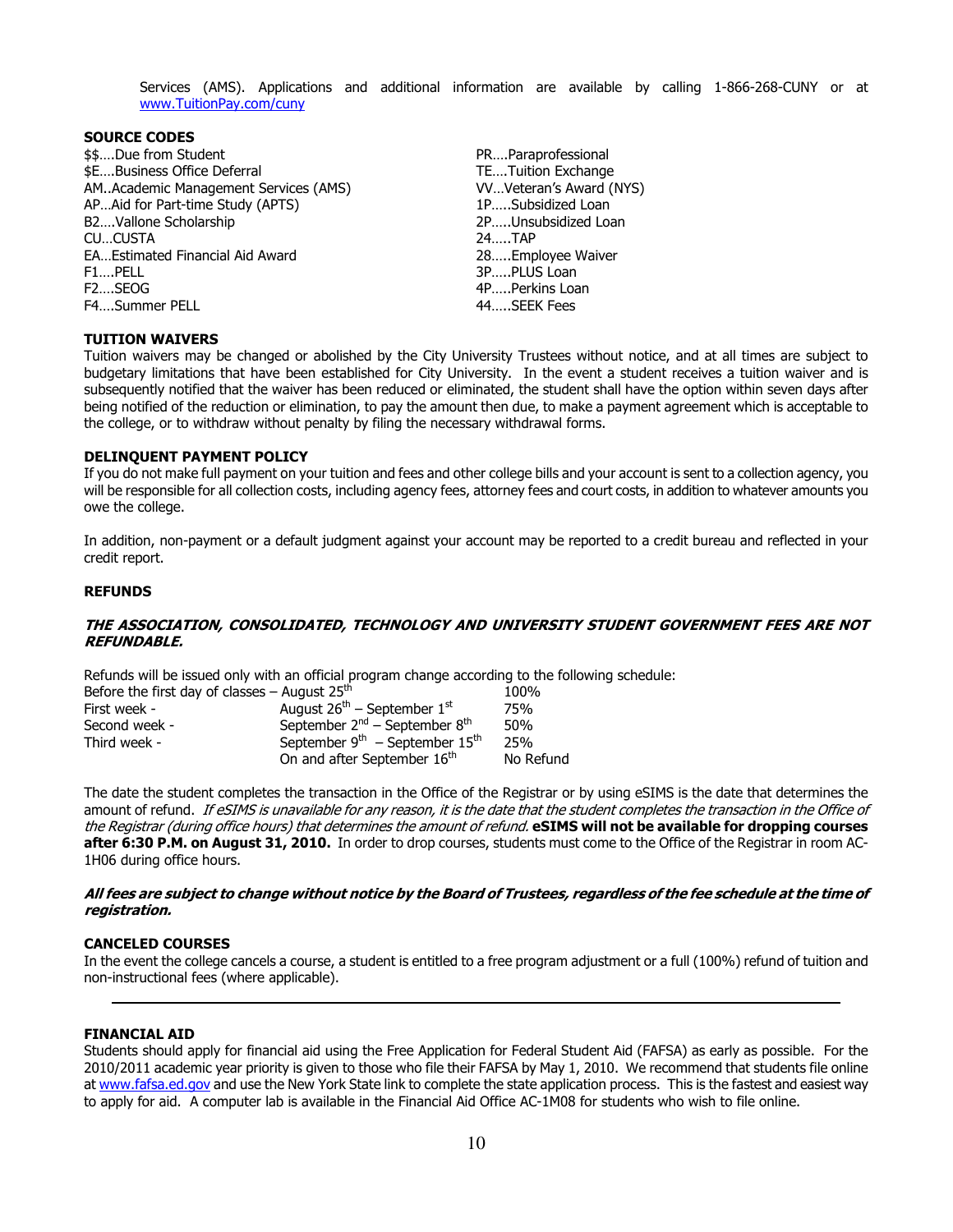Services (AMS). Applications and additional information are available by calling 1-866-268-CUNY or at www.TuitionPay.com/cuny

**SOURCE CODES**

$$….Due from Student
$E….Business Office Deferral
AM..Academic Management Services (AMS)
AP…Aid for Part-time Study (APTS)
B2….Vallone Scholarship
CU…CUSTA
EA…Estimated Financial Aid Award
F1….PELL
F2….SEOG
F4….Summer PELL
PR….Paraprofessional
TE….Tuition Exchange
VV…Veteran's Award (NYS)
1P…..Subsidized Loan
2P…..Unsubsidized Loan
24…..TAP
28…..Employee Waiver
3P…..PLUS Loan
4P…..Perkins Loan
44…..SEEK Fees

**TUITION WAIVERS**

Tuition waivers may be changed or abolished by the City University Trustees without notice, and at all times are subject to budgetary limitations that have been established for City University. In the event a student receives a tuition waiver and is subsequently notified that the waiver has been reduced or eliminated, the student shall have the option within seven days after being notified of the reduction or elimination, to pay the amount then due, to make a payment agreement which is acceptable to the college, or to withdraw without penalty by filing the necessary withdrawal forms.

**DELINQUENT PAYMENT POLICY**

If you do not make full payment on your tuition and fees and other college bills and your account is sent to a collection agency, you will be responsible for all collection costs, including agency fees, attorney fees and court costs, in addition to whatever amounts you owe the college.

In addition, non-payment or a default judgment against your account may be reported to a credit bureau and reflected in your credit report.

**REFUNDS**

***THE ASSOCIATION, CONSOLIDATED, TECHNOLOGY AND UNIVERSITY STUDENT GOVERNMENT FEES ARE NOT REFUNDABLE.***

Refunds will be issued only with an official program change according to the following schedule:

| | | |
|---|---|---|
| Before the first day of classes – August 25th | | 100% |
| First week - | August 26th – September 1st | 75% |
| Second week - | September 2nd – September 8th | 50% |
| Third week - | September 9th – September 15th | 25% |
| | On and after September 16th | No Refund |

The date the student completes the transaction in the Office of the Registrar or by using eSIMS is the date that determines the amount of refund. *If eSIMS is unavailable for any reason, it is the date that the student completes the transaction in the Office of the Registrar (during office hours) that determines the amount of refund.* **eSIMS will not be available for dropping courses after 6:30 P.M. on August 31, 2010.** In order to drop courses, students must come to the Office of the Registrar in room AC-1H06 during office hours.

***All fees are subject to change without notice by the Board of Trustees, regardless of the fee schedule at the time of registration.***

**CANCELED COURSES**

In the event the college cancels a course, a student is entitled to a free program adjustment or a full (100%) refund of tuition and non-instructional fees (where applicable).

---

**FINANCIAL AID**

Students should apply for financial aid using the Free Application for Federal Student Aid (FAFSA) as early as possible. For the 2010/2011 academic year priority is given to those who file their FAFSA by May 1, 2010. We recommend that students file online at www.fafsa.ed.gov and use the New York State link to complete the state application process. This is the fastest and easiest way to apply for aid. A computer lab is available in the Financial Aid Office AC-1M08 for students who wish to file online.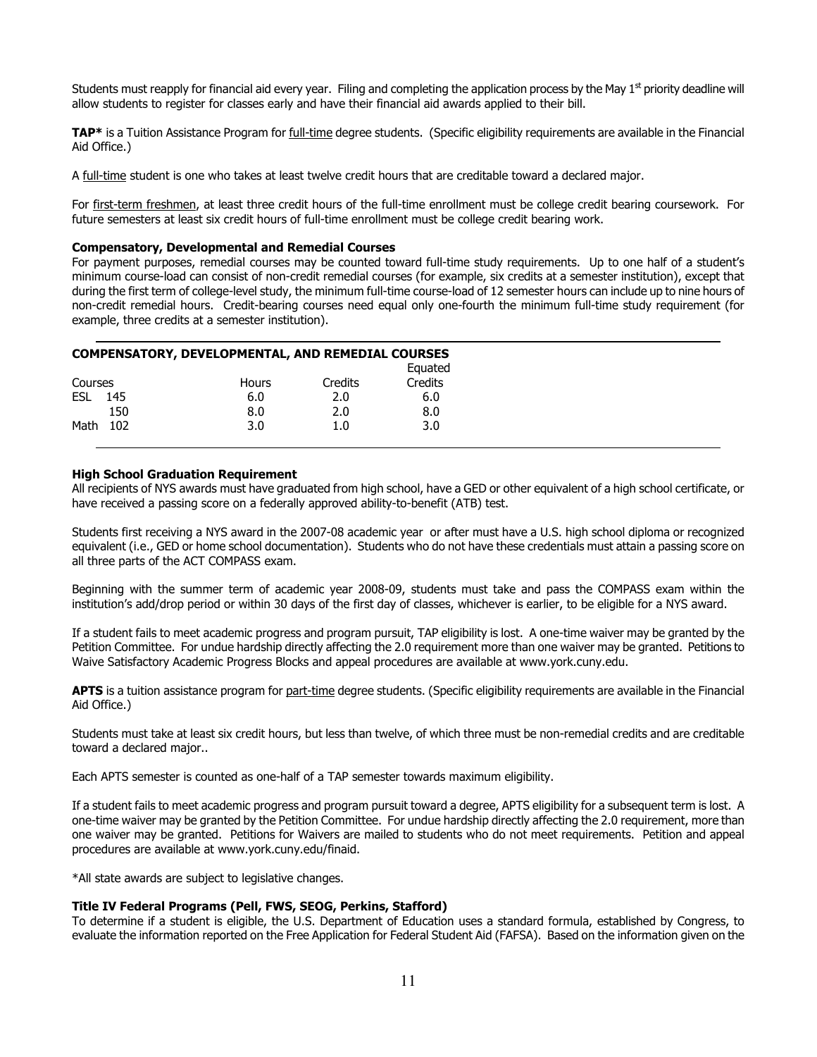Students must reapply for financial aid every year. Filing and completing the application process by the May 1st priority deadline will allow students to register for classes early and have their financial aid awards applied to their bill.

**TAP*** is a Tuition Assistance Program for full-time degree students. (Specific eligibility requirements are available in the Financial Aid Office.)

A full-time student is one who takes at least twelve credit hours that are creditable toward a declared major.

For first-term freshmen, at least three credit hours of the full-time enrollment must be college credit bearing coursework. For future semesters at least six credit hours of full-time enrollment must be college credit bearing work.

**Compensatory, Developmental and Remedial Courses**

For payment purposes, remedial courses may be counted toward full-time study requirements. Up to one half of a student's minimum course-load can consist of non-credit remedial courses (for example, six credits at a semester institution), except that during the first term of college-level study, the minimum full-time course-load of 12 semester hours can include up to nine hours of non-credit remedial hours. Credit-bearing courses need equal only one-fourth the minimum full-time study requirement (for example, three credits at a semester institution).

**COMPENSATORY, DEVELOPMENTAL, AND REMEDIAL COURSES**

| Courses | Hours | Credits | Equated Credits |
|---|---|---|---|
| ESL 145 | 6.0 | 2.0 | 6.0 |
| 150 | 8.0 | 2.0 | 8.0 |
| Math 102 | 3.0 | 1.0 | 3.0 |

**High School Graduation Requirement**

All recipients of NYS awards must have graduated from high school, have a GED or other equivalent of a high school certificate, or have received a passing score on a federally approved ability-to-benefit (ATB) test.

Students first receiving a NYS award in the 2007-08 academic year or after must have a U.S. high school diploma or recognized equivalent (i.e., GED or home school documentation). Students who do not have these credentials must attain a passing score on all three parts of the ACT COMPASS exam.

Beginning with the summer term of academic year 2008-09, students must take and pass the COMPASS exam within the institution's add/drop period or within 30 days of the first day of classes, whichever is earlier, to be eligible for a NYS award.

If a student fails to meet academic progress and program pursuit, TAP eligibility is lost. A one-time waiver may be granted by the Petition Committee. For undue hardship directly affecting the 2.0 requirement more than one waiver may be granted. Petitions to Waive Satisfactory Academic Progress Blocks and appeal procedures are available at www.york.cuny.edu.

**APTS** is a tuition assistance program for part-time degree students. (Specific eligibility requirements are available in the Financial Aid Office.)

Students must take at least six credit hours, but less than twelve, of which three must be non-remedial credits and are creditable toward a declared major..

Each APTS semester is counted as one-half of a TAP semester towards maximum eligibility.

If a student fails to meet academic progress and program pursuit toward a degree, APTS eligibility for a subsequent term is lost. A one-time waiver may be granted by the Petition Committee. For undue hardship directly affecting the 2.0 requirement, more than one waiver may be granted. Petitions for Waivers are mailed to students who do not meet requirements. Petition and appeal procedures are available at www.york.cuny.edu/finaid.

*All state awards are subject to legislative changes.

**Title IV Federal Programs (Pell, FWS, SEOG, Perkins, Stafford)**

To determine if a student is eligible, the U.S. Department of Education uses a standard formula, established by Congress, to evaluate the information reported on the Free Application for Federal Student Aid (FAFSA). Based on the information given on the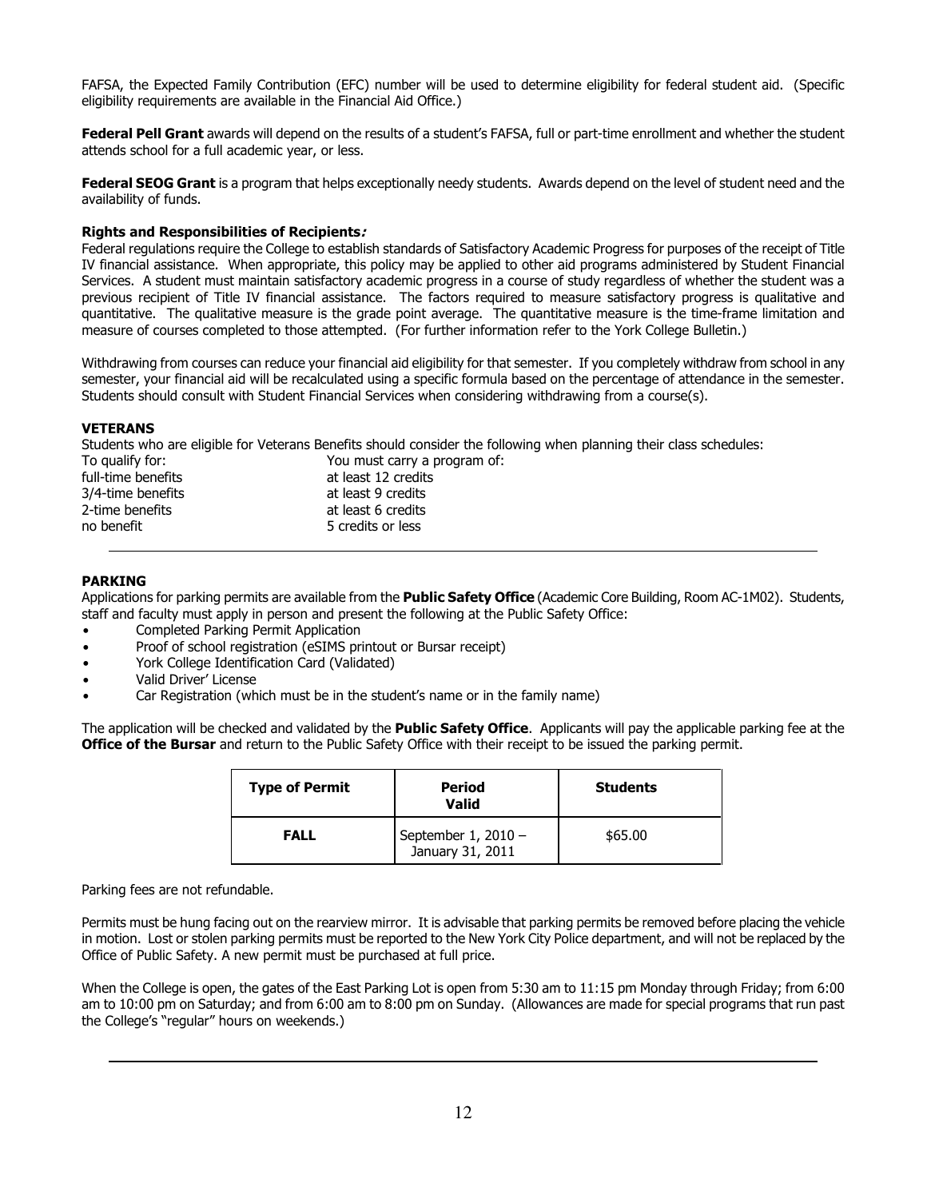FAFSA, the Expected Family Contribution (EFC) number will be used to determine eligibility for federal student aid. (Specific eligibility requirements are available in the Financial Aid Office.)

**Federal Pell Grant** awards will depend on the results of a student's FAFSA, full or part-time enrollment and whether the student attends school for a full academic year, or less.

**Federal SEOG Grant** is a program that helps exceptionally needy students. Awards depend on the level of student need and the availability of funds.

**Rights and Responsibilities of Recipients:**

Federal regulations require the College to establish standards of Satisfactory Academic Progress for purposes of the receipt of Title IV financial assistance. When appropriate, this policy may be applied to other aid programs administered by Student Financial Services. A student must maintain satisfactory academic progress in a course of study regardless of whether the student was a previous recipient of Title IV financial assistance. The factors required to measure satisfactory progress is qualitative and quantitative. The qualitative measure is the grade point average. The quantitative measure is the time-frame limitation and measure of courses completed to those attempted. (For further information refer to the York College Bulletin.)

Withdrawing from courses can reduce your financial aid eligibility for that semester. If you completely withdraw from school in any semester, your financial aid will be recalculated using a specific formula based on the percentage of attendance in the semester. Students should consult with Student Financial Services when considering withdrawing from a course(s).

### VETERANS

Students who are eligible for Veterans Benefits should consider the following when planning their class schedules:

| To qualify for: | You must carry a program of: |
|---|---|
| full-time benefits | at least 12 credits |
| 3/4-time benefits | at least 9 credits |
| 2-time benefits | at least 6 credits |
| no benefit | 5 credits or less |

### PARKING

Applications for parking permits are available from the **Public Safety Office** (Academic Core Building, Room AC-1M02). Students, staff and faculty must apply in person and present the following at the Public Safety Office:

- Completed Parking Permit Application
- Proof of school registration (eSIMS printout or Bursar receipt)
- York College Identification Card (Validated)
- Valid Driver' License
- Car Registration (which must be in the student's name or in the family name)

The application will be checked and validated by the **Public Safety Office**. Applicants will pay the applicable parking fee at the **Office of the Bursar** and return to the Public Safety Office with their receipt to be issued the parking permit.

| Type of Permit | Period Valid | Students |
|---|---|---|
| **FALL** | September 1, 2010 – January 31, 2011 | $65.00 |

Parking fees are not refundable.

Permits must be hung facing out on the rearview mirror. It is advisable that parking permits be removed before placing the vehicle in motion. Lost or stolen parking permits must be reported to the New York City Police department, and will not be replaced by the Office of Public Safety. A new permit must be purchased at full price.

When the College is open, the gates of the East Parking Lot is open from 5:30 am to 11:15 pm Monday through Friday; from 6:00 am to 10:00 pm on Saturday; and from 6:00 am to 8:00 pm on Sunday. (Allowances are made for special programs that run past the College's "regular" hours on weekends.)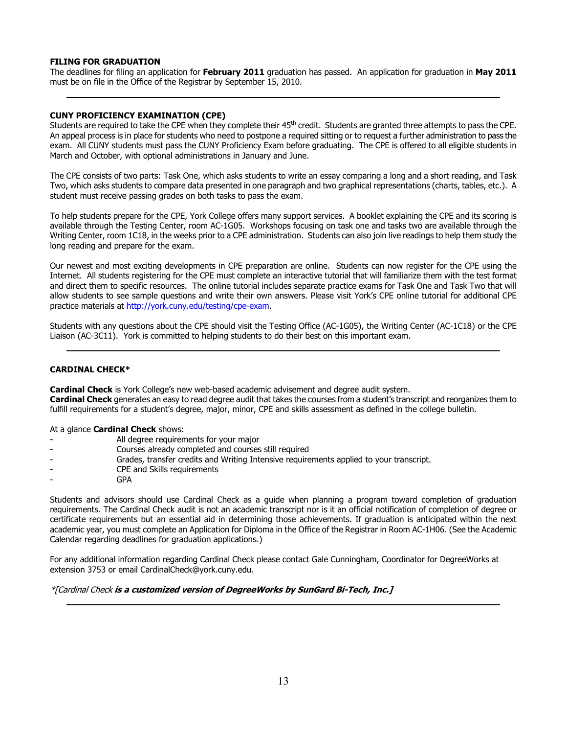## FILING FOR GRADUATION

The deadlines for filing an application for **February 2011** graduation has passed. An application for graduation in **May 2011** must be on file in the Office of the Registrar by September 15, 2010.

---

## CUNY PROFICIENCY EXAMINATION (CPE)

Students are required to take the CPE when they complete their 45th credit. Students are granted three attempts to pass the CPE. An appeal process is in place for students who need to postpone a required sitting or to request a further administration to pass the exam. All CUNY students must pass the CUNY Proficiency Exam before graduating. The CPE is offered to all eligible students in March and October, with optional administrations in January and June.

The CPE consists of two parts: Task One, which asks students to write an essay comparing a long and a short reading, and Task Two, which asks students to compare data presented in one paragraph and two graphical representations (charts, tables, etc.). A student must receive passing grades on both tasks to pass the exam.

To help students prepare for the CPE, York College offers many support services. A booklet explaining the CPE and its scoring is available through the Testing Center, room AC-1G05. Workshops focusing on task one and tasks two are available through the Writing Center, room 1C18, in the weeks prior to a CPE administration. Students can also join live readings to help them study the long reading and prepare for the exam.

Our newest and most exciting developments in CPE preparation are online. Students can now register for the CPE using the Internet. All students registering for the CPE must complete an interactive tutorial that will familiarize them with the test format and direct them to specific resources. The online tutorial includes separate practice exams for Task One and Task Two that will allow students to see sample questions and write their own answers. Please visit York's CPE online tutorial for additional CPE practice materials at http://york.cuny.edu/testing/cpe-exam.

Students with any questions about the CPE should visit the Testing Office (AC-1G05), the Writing Center (AC-1C18) or the CPE Liaison (AC-3C11). York is committed to helping students to do their best on this important exam.

---

## CARDINAL CHECK*

**Cardinal Check** is York College's new web-based academic advisement and degree audit system.
**Cardinal Check** generates an easy to read degree audit that takes the courses from a student's transcript and reorganizes them to fulfill requirements for a student's degree, major, minor, CPE and skills assessment as defined in the college bulletin.

At a glance **Cardinal Check** shows:

- All degree requirements for your major
- Courses already completed and courses still required
- Grades, transfer credits and Writing Intensive requirements applied to your transcript.
- CPE and Skills requirements
- GPA

Students and advisors should use Cardinal Check as a guide when planning a program toward completion of graduation requirements. The Cardinal Check audit is not an academic transcript nor is it an official notification of completion of degree or certificate requirements but an essential aid in determining those achievements. If graduation is anticipated within the next academic year, you must complete an Application for Diploma in the Office of the Registrar in Room AC-1H06. (See the Academic Calendar regarding deadlines for graduation applications.)

For any additional information regarding Cardinal Check please contact Gale Cunningham, Coordinator for DegreeWorks at extension 3753 or email CardinalCheck@york.cuny.edu.

*[Cardinal Check **is a customized version of DegreeWorks by SunGard Bi-Tech, Inc.]***

---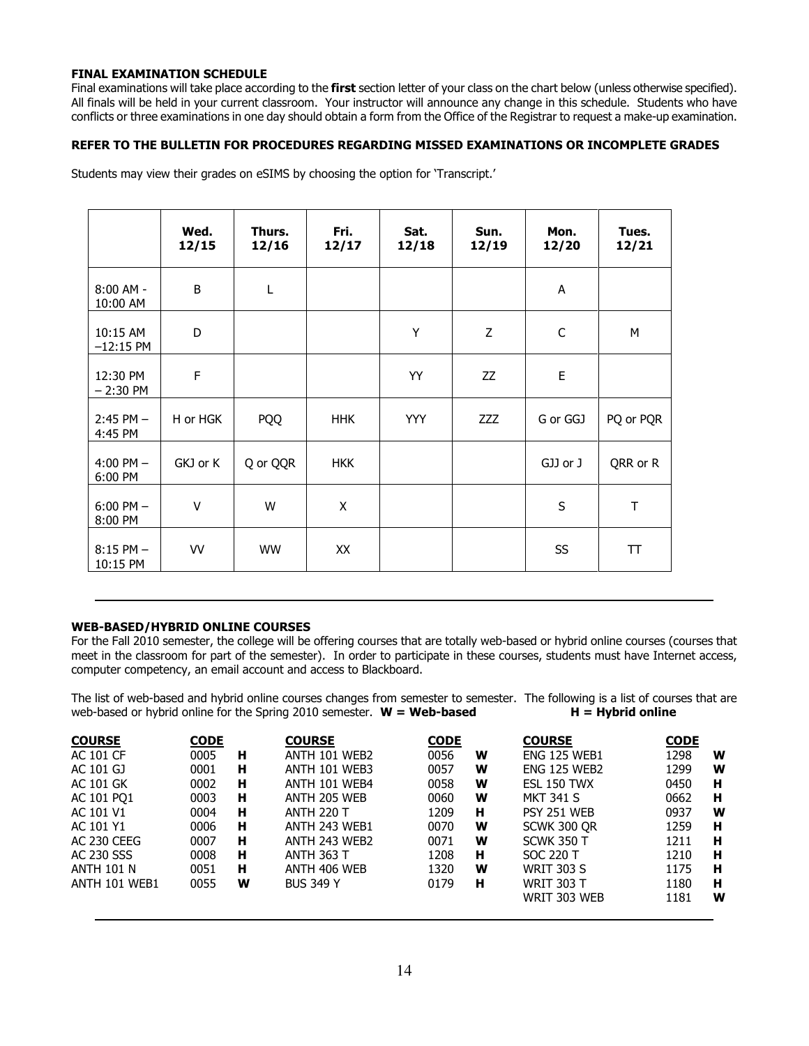**FINAL EXAMINATION SCHEDULE**

Final examinations will take place according to the **first** section letter of your class on the chart below (unless otherwise specified). All finals will be held in your current classroom. Your instructor will announce any change in this schedule. Students who have conflicts or three examinations in one day should obtain a form from the Office of the Registrar to request a make-up examination.

**REFER TO THE BULLETIN FOR PROCEDURES REGARDING MISSED EXAMINATIONS OR INCOMPLETE GRADES**

Students may view their grades on eSIMS by choosing the option for 'Transcript.'

| | Wed. 12/15 | Thurs. 12/16 | Fri. 12/17 | Sat. 12/18 | Sun. 12/19 | Mon. 12/20 | Tues. 12/21 |
|---|---|---|---|---|---|---|---|
| 8:00 AM - 10:00 AM | B | L | | | | A | |
| 10:15 AM –12:15 PM | D | | | Y | Z | C | M |
| 12:30 PM – 2:30 PM | F | | | YY | ZZ | E | |
| 2:45 PM – 4:45 PM | H or HGK | PQQ | HHK | YYY | ZZZ | G or GGJ | PQ or PQR |
| 4:00 PM – 6:00 PM | GKJ or K | Q or QQR | HKK | | | GJJ or J | QRR or R |
| 6:00 PM – 8:00 PM | V | W | X | | | S | T |
| 8:15 PM – 10:15 PM | VV | WW | XX | | | SS | TT |

---

**WEB-BASED/HYBRID ONLINE COURSES**

For the Fall 2010 semester, the college will be offering courses that are totally web-based or hybrid online courses (courses that meet in the classroom for part of the semester). In order to participate in these courses, students must have Internet access, computer competency, an email account and access to Blackboard.

The list of web-based and hybrid online courses changes from semester to semester. The following is a list of courses that are web-based or hybrid online for the Spring 2010 semester. **W = Web-based** **H = Hybrid online**

| COURSE | CODE | | COURSE | CODE | | COURSE | CODE | |
|---|---|---|---|---|---|---|---|---|
| AC 101 CF | 0005 | H | ANTH 101 WEB2 | 0056 | W | ENG 125 WEB1 | 1298 | W |
| AC 101 GJ | 0001 | H | ANTH 101 WEB3 | 0057 | W | ENG 125 WEB2 | 1299 | W |
| AC 101 GK | 0002 | H | ANTH 101 WEB4 | 0058 | W | ESL 150 TWX | 0450 | H |
| AC 101 PQ1 | 0003 | H | ANTH 205 WEB | 0060 | W | MKT 341 S | 0662 | H |
| AC 101 V1 | 0004 | H | ANTH 220 T | 1209 | H | PSY 251 WEB | 0937 | W |
| AC 101 Y1 | 0006 | H | ANTH 243 WEB1 | 0070 | W | SCWK 300 QR | 1259 | H |
| AC 230 CEEG | 0007 | H | ANTH 243 WEB2 | 0071 | W | SCWK 350 T | 1211 | H |
| AC 230 SSS | 0008 | H | ANTH 363 T | 1208 | H | SOC 220 T | 1210 | H |
| ANTH 101 N | 0051 | H | ANTH 406 WEB | 1320 | W | WRIT 303 S | 1175 | H |
| ANTH 101 WEB1 | 0055 | W | BUS 349 Y | 0179 | H | WRIT 303 T | 1180 | H |
| | | | | | | WRIT 303 WEB | 1181 | W |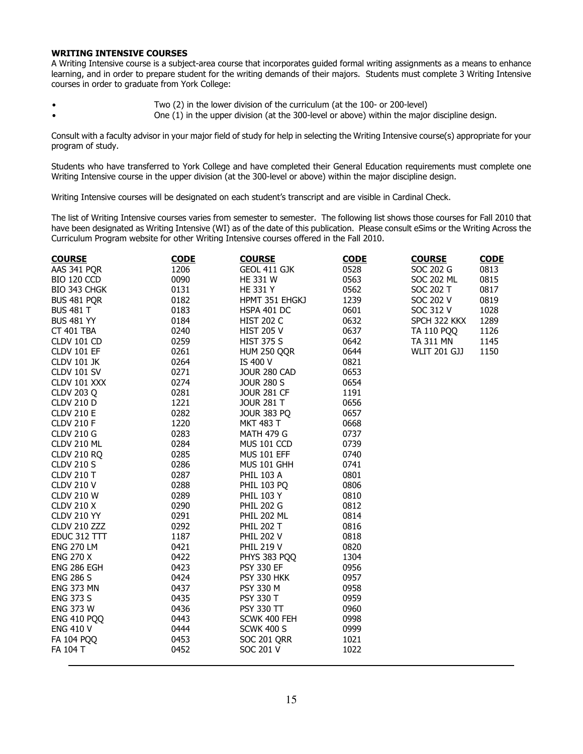**WRITING INTENSIVE COURSES**

A Writing Intensive course is a subject-area course that incorporates guided formal writing assignments as a means to enhance learning, and in order to prepare student for the writing demands of their majors. Students must complete 3 Writing Intensive courses in order to graduate from York College:

- Two (2) in the lower division of the curriculum (at the 100- or 200-level)
- One (1) in the upper division (at the 300-level or above) within the major discipline design.

Consult with a faculty advisor in your major field of study for help in selecting the Writing Intensive course(s) appropriate for your program of study.

Students who have transferred to York College and have completed their General Education requirements must complete one Writing Intensive course in the upper division (at the 300-level or above) within the major discipline design.

Writing Intensive courses will be designated on each student's transcript and are visible in Cardinal Check.

The list of Writing Intensive courses varies from semester to semester. The following list shows those courses for Fall 2010 that have been designated as Writing Intensive (WI) as of the date of this publication. Please consult eSims or the Writing Across the Curriculum Program website for other Writing Intensive courses offered in the Fall 2010.

| COURSE | CODE | COURSE | CODE | COURSE | CODE |
|---|---|---|---|---|---|
| AAS 341 PQR | 1206 | GEOL 411 GJK | 0528 | SOC 202 G | 0813 |
| BIO 120 CCD | 0090 | HE 331 W | 0563 | SOC 202 ML | 0815 |
| BIO 343 CHGK | 0131 | HE 331 Y | 0562 | SOC 202 T | 0817 |
| BUS 481 PQR | 0182 | HPMT 351 EHGKJ | 1239 | SOC 202 V | 0819 |
| BUS 481 T | 0183 | HSPA 401 DC | 0601 | SOC 312 V | 1028 |
| BUS 481 YY | 0184 | HIST 202 C | 0632 | SPCH 322 KKX | 1289 |
| CT 401 TBA | 0240 | HIST 205 V | 0637 | TA 110 PQQ | 1126 |
| CLDV 101 CD | 0259 | HIST 375 S | 0642 | TA 311 MN | 1145 |
| CLDV 101 EF | 0261 | HUM 250 QQR | 0644 | WLIT 201 GJJ | 1150 |
| CLDV 101 JK | 0264 | IS 400 V | 0821 | | |
| CLDV 101 SV | 0271 | JOUR 280 CAD | 0653 | | |
| CLDV 101 XXX | 0274 | JOUR 280 S | 0654 | | |
| CLDV 203 Q | 0281 | JOUR 281 CF | 1191 | | |
| CLDV 210 D | 1221 | JOUR 281 T | 0656 | | |
| CLDV 210 E | 0282 | JOUR 383 PQ | 0657 | | |
| CLDV 210 F | 1220 | MKT 483 T | 0668 | | |
| CLDV 210 G | 0283 | MATH 479 G | 0737 | | |
| CLDV 210 ML | 0284 | MUS 101 CCD | 0739 | | |
| CLDV 210 RQ | 0285 | MUS 101 EFF | 0740 | | |
| CLDV 210 S | 0286 | MUS 101 GHH | 0741 | | |
| CLDV 210 T | 0287 | PHIL 103 A | 0801 | | |
| CLDV 210 V | 0288 | PHIL 103 PQ | 0806 | | |
| CLDV 210 W | 0289 | PHIL 103 Y | 0810 | | |
| CLDV 210 X | 0290 | PHIL 202 G | 0812 | | |
| CLDV 210 YY | 0291 | PHIL 202 ML | 0814 | | |
| CLDV 210 ZZZ | 0292 | PHIL 202 T | 0816 | | |
| EDUC 312 TTT | 1187 | PHIL 202 V | 0818 | | |
| ENG 270 LM | 0421 | PHIL 219 V | 0820 | | |
| ENG 270 X | 0422 | PHYS 383 PQQ | 1304 | | |
| ENG 286 EGH | 0423 | PSY 330 EF | 0956 | | |
| ENG 286 S | 0424 | PSY 330 HKK | 0957 | | |
| ENG 373 MN | 0437 | PSY 330 M | 0958 | | |
| ENG 373 S | 0435 | PSY 330 T | 0959 | | |
| ENG 373 W | 0436 | PSY 330 TT | 0960 | | |
| ENG 410 PQQ | 0443 | SCWK 400 FEH | 0998 | | |
| ENG 410 V | 0444 | SCWK 400 S | 0999 | | |
| FA 104 PQQ | 0453 | SOC 201 QRR | 1021 | | |
| FA 104 T | 0452 | SOC 201 V | 1022 | | |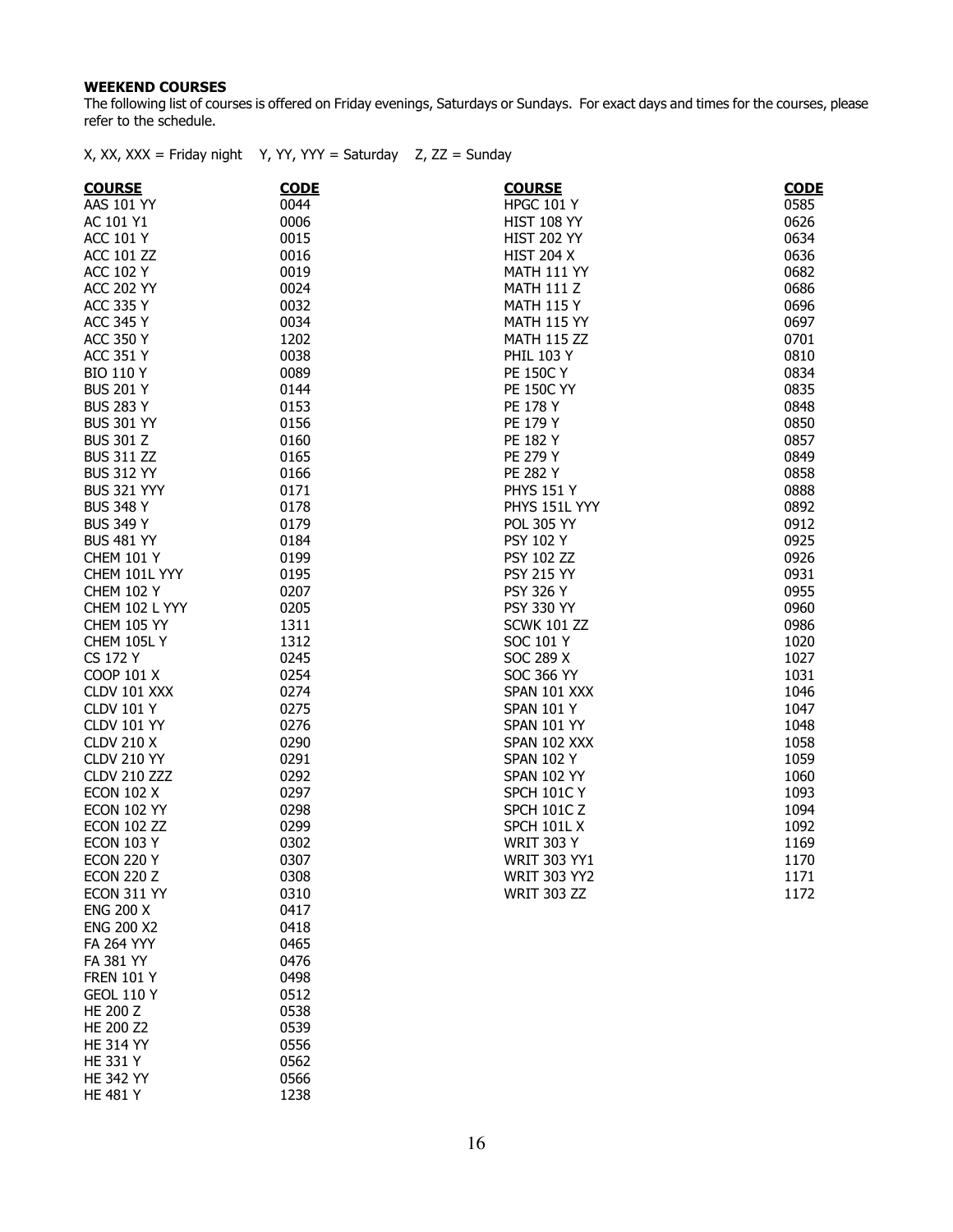**WEEKEND COURSES**

The following list of courses is offered on Friday evenings, Saturdays or Sundays. For exact days and times for the courses, please refer to the schedule.

X, XX, XXX = Friday night  Y, YY, YYY = Saturday  Z, ZZ = Sunday

| COURSE | CODE |
|---|---|
| AAS 101 YY | 0044 |
| AC 101 Y1 | 0006 |
| ACC 101 Y | 0015 |
| ACC 101 ZZ | 0016 |
| ACC 102 Y | 0019 |
| ACC 202 YY | 0024 |
| ACC 335 Y | 0032 |
| ACC 345 Y | 0034 |
| ACC 350 Y | 1202 |
| ACC 351 Y | 0038 |
| BIO 110 Y | 0089 |
| BUS 201 Y | 0144 |
| BUS 283 Y | 0153 |
| BUS 301 YY | 0156 |
| BUS 301 Z | 0160 |
| BUS 311 ZZ | 0165 |
| BUS 312 YY | 0166 |
| BUS 321 YYY | 0171 |
| BUS 348 Y | 0178 |
| BUS 349 Y | 0179 |
| BUS 481 YY | 0184 |
| CHEM 101 Y | 0199 |
| CHEM 101L YYY | 0195 |
| CHEM 102 Y | 0207 |
| CHEM 102 L YYY | 0205 |
| CHEM 105 YY | 1311 |
| CHEM 105L Y | 1312 |
| CS 172 Y | 0245 |
| COOP 101 X | 0254 |
| CLDV 101 XXX | 0274 |
| CLDV 101 Y | 0275 |
| CLDV 101 YY | 0276 |
| CLDV 210 X | 0290 |
| CLDV 210 YY | 0291 |
| CLDV 210 ZZZ | 0292 |
| ECON 102 X | 0297 |
| ECON 102 YY | 0298 |
| ECON 102 ZZ | 0299 |
| ECON 103 Y | 0302 |
| ECON 220 Y | 0307 |
| ECON 220 Z | 0308 |
| ECON 311 YY | 0310 |
| ENG 200 X | 0417 |
| ENG 200 X2 | 0418 |
| FA 264 YYY | 0465 |
| FA 381 YY | 0476 |
| FREN 101 Y | 0498 |
| GEOL 110 Y | 0512 |
| HE 200 Z | 0538 |
| HE 200 Z2 | 0539 |
| HE 314 YY | 0556 |
| HE 331 Y | 0562 |
| HE 342 YY | 0566 |
| HE 481 Y | 1238 |
| HPGC 101 Y | 0585 |
| HIST 108 YY | 0626 |
| HIST 202 YY | 0634 |
| HIST 204 X | 0636 |
| MATH 111 YY | 0682 |
| MATH 111 Z | 0686 |
| MATH 115 Y | 0696 |
| MATH 115 YY | 0697 |
| MATH 115 ZZ | 0701 |
| PHIL 103 Y | 0810 |
| PE 150C Y | 0834 |
| PE 150C YY | 0835 |
| PE 178 Y | 0848 |
| PE 179 Y | 0850 |
| PE 182 Y | 0857 |
| PE 279 Y | 0849 |
| PE 282 Y | 0858 |
| PHYS 151 Y | 0888 |
| PHYS 151L YYY | 0892 |
| POL 305 YY | 0912 |
| PSY 102 Y | 0925 |
| PSY 102 ZZ | 0926 |
| PSY 215 YY | 0931 |
| PSY 326 Y | 0955 |
| PSY 330 YY | 0960 |
| SCWK 101 ZZ | 0986 |
| SOC 101 Y | 1020 |
| SOC 289 X | 1027 |
| SOC 366 YY | 1031 |
| SPAN 101 XXX | 1046 |
| SPAN 101 Y | 1047 |
| SPAN 101 YY | 1048 |
| SPAN 102 XXX | 1058 |
| SPAN 102 Y | 1059 |
| SPAN 102 YY | 1060 |
| SPCH 101C Y | 1093 |
| SPCH 101C Z | 1094 |
| SPCH 101L X | 1092 |
| WRIT 303 Y | 1169 |
| WRIT 303 YY1 | 1170 |
| WRIT 303 YY2 | 1171 |
| WRIT 303 ZZ | 1172 |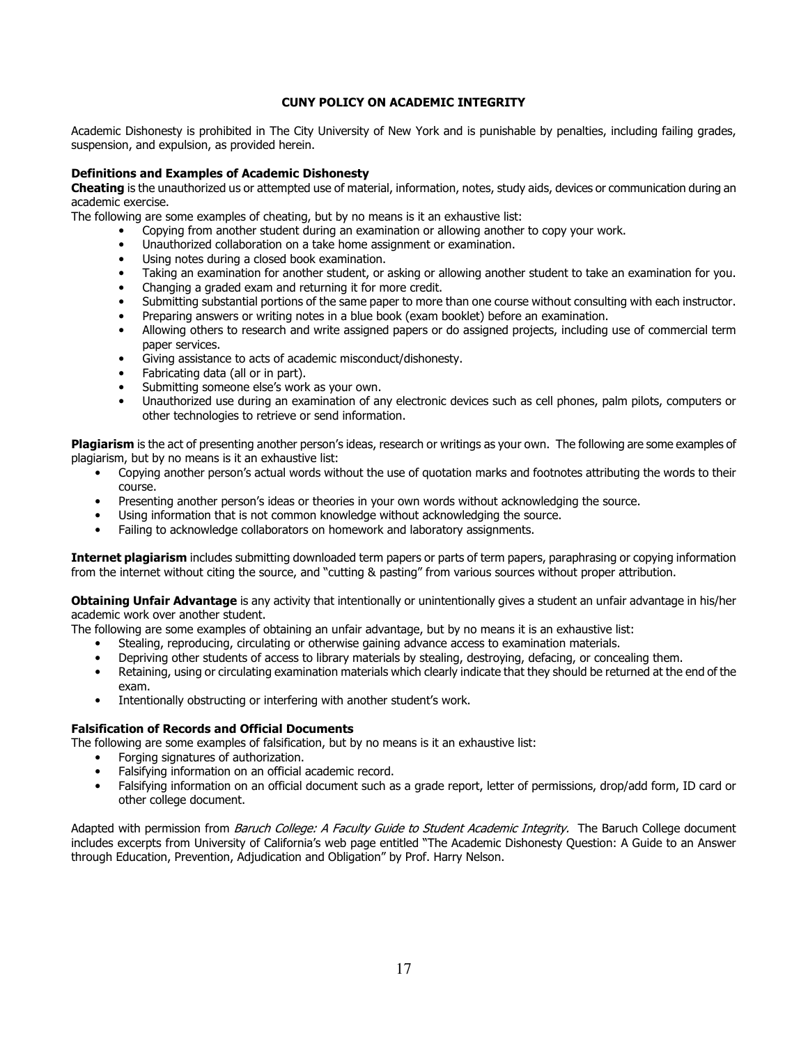# CUNY POLICY ON ACADEMIC INTEGRITY

Academic Dishonesty is prohibited in The City University of New York and is punishable by penalties, including failing grades, suspension, and expulsion, as provided herein.

### Definitions and Examples of Academic Dishonesty

**Cheating** is the unauthorized us or attempted use of material, information, notes, study aids, devices or communication during an academic exercise.

The following are some examples of cheating, but by no means is it an exhaustive list:

- Copying from another student during an examination or allowing another to copy your work.
- Unauthorized collaboration on a take home assignment or examination.
- Using notes during a closed book examination.
- Taking an examination for another student, or asking or allowing another student to take an examination for you.
- Changing a graded exam and returning it for more credit.
- Submitting substantial portions of the same paper to more than one course without consulting with each instructor.
- Preparing answers or writing notes in a blue book (exam booklet) before an examination.
- Allowing others to research and write assigned papers or do assigned projects, including use of commercial term paper services.
- Giving assistance to acts of academic misconduct/dishonesty.
- Fabricating data (all or in part).
- Submitting someone else's work as your own.
- Unauthorized use during an examination of any electronic devices such as cell phones, palm pilots, computers or other technologies to retrieve or send information.

**Plagiarism** is the act of presenting another person's ideas, research or writings as your own. The following are some examples of plagiarism, but by no means is it an exhaustive list:

- Copying another person's actual words without the use of quotation marks and footnotes attributing the words to their course.
- Presenting another person's ideas or theories in your own words without acknowledging the source.
- Using information that is not common knowledge without acknowledging the source.
- Failing to acknowledge collaborators on homework and laboratory assignments.

**Internet plagiarism** includes submitting downloaded term papers or parts of term papers, paraphrasing or copying information from the internet without citing the source, and "cutting & pasting" from various sources without proper attribution.

**Obtaining Unfair Advantage** is any activity that intentionally or unintentionally gives a student an unfair advantage in his/her academic work over another student.

The following are some examples of obtaining an unfair advantage, but by no means it is an exhaustive list:

- Stealing, reproducing, circulating or otherwise gaining advance access to examination materials.
- Depriving other students of access to library materials by stealing, destroying, defacing, or concealing them.
- Retaining, using or circulating examination materials which clearly indicate that they should be returned at the end of the exam.
- Intentionally obstructing or interfering with another student's work.

### Falsification of Records and Official Documents

The following are some examples of falsification, but by no means is it an exhaustive list:

- Forging signatures of authorization.
- Falsifying information on an official academic record.
- Falsifying information on an official document such as a grade report, letter of permissions, drop/add form, ID card or other college document.

Adapted with permission from *Baruch College: A Faculty Guide to Student Academic Integrity.* The Baruch College document includes excerpts from University of California's web page entitled "The Academic Dishonesty Question: A Guide to an Answer through Education, Prevention, Adjudication and Obligation" by Prof. Harry Nelson.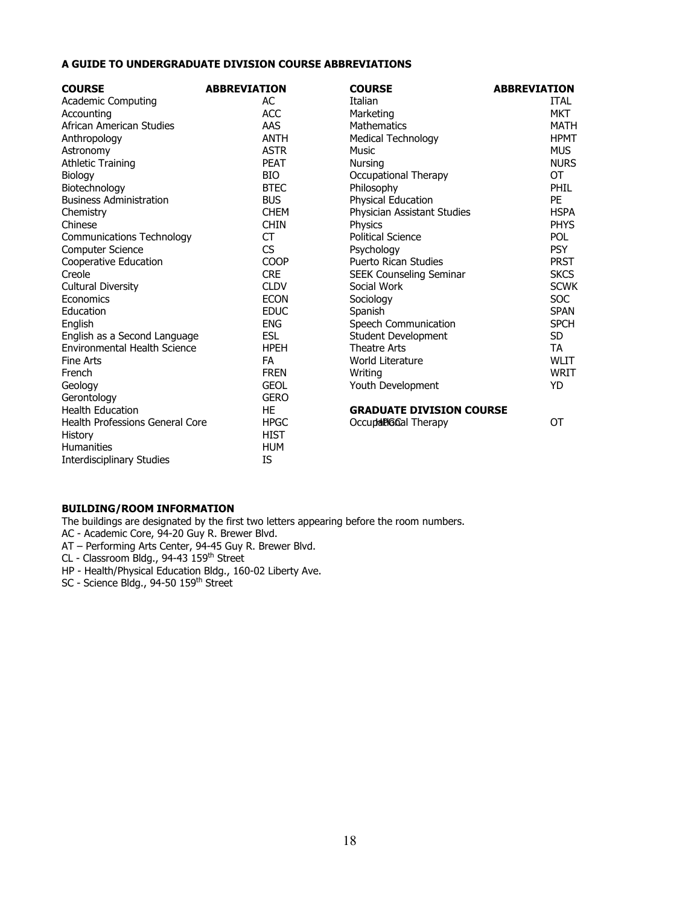**A GUIDE TO UNDERGRADUATE DIVISION COURSE ABBREVIATIONS**

| COURSE | ABBREVIATION |
|---|---|
| Academic Computing | AC |
| Accounting | ACC |
| African American Studies | AAS |
| Anthropology | ANTH |
| Astronomy | ASTR |
| Athletic Training | PEAT |
| Biology | BIO |
| Biotechnology | BTEC |
| Business Administration | BUS |
| Chemistry | CHEM |
| Chinese | CHIN |
| Communications Technology | CT |
| Computer Science | CS |
| Cooperative Education | COOP |
| Creole | CRE |
| Cultural Diversity | CLDV |
| Economics | ECON |
| Education | EDUC |
| English | ENG |
| English as a Second Language | ESL |
| Environmental Health Science | HPEH |
| Fine Arts | FA |
| French | FREN |
| Geology | GEOL |
| Gerontology | GERO |
| Health Education | HE |
| Health Professions General Core | HPGC |
| History | HIST |
| Humanities | HUM |
| Interdisciplinary Studies | IS |
| Italian | ITAL |
| Marketing | MKT |
| Mathematics | MATH |
| Medical Technology | HPMT |
| Music | MUS |
| Nursing | NURS |
| Occupational Therapy | OT |
| Philosophy | PHIL |
| Physical Education | PE |
| Physician Assistant Studies | HSPA |
| Physics | PHYS |
| Political Science | POL |
| Psychology | PSY |
| Puerto Rican Studies | PRST |
| SEEK Counseling Seminar | SKCS |
| Social Work | SCWK |
| Sociology | SOC |
| Spanish | SPAN |
| Speech Communication | SPCH |
| Student Development | SD |
| Theatre Arts | TA |
| World Literature | WLIT |
| Writing | WRIT |
| Youth Development | YD |

**GRADUATE DIVISION COURSE**

| | |
|---|---|
| Occupational Therapy | OT |

**BUILDING/ROOM INFORMATION**

The buildings are designated by the first two letters appearing before the room numbers.

AC - Academic Core, 94-20 Guy R. Brewer Blvd.
AT – Performing Arts Center, 94-45 Guy R. Brewer Blvd.
CL - Classroom Bldg., 94-43 159th Street
HP - Health/Physical Education Bldg., 160-02 Liberty Ave.
SC - Science Bldg., 94-50 159th Street